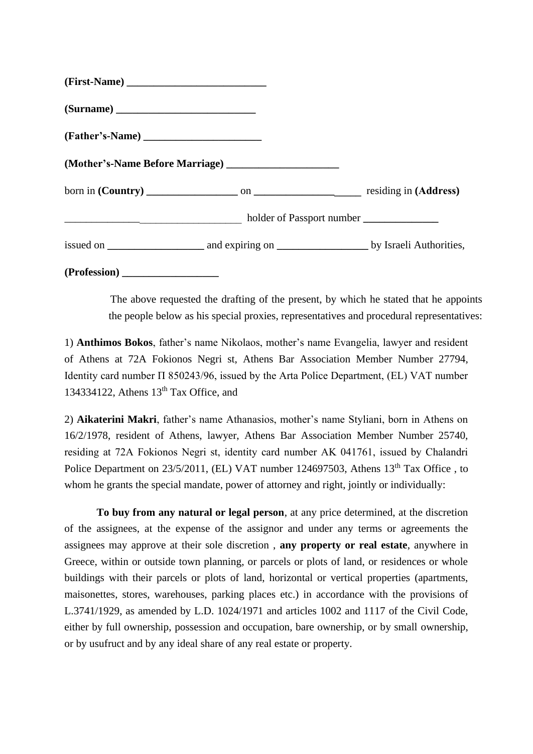**(First-Name)** ___________________________

**(Surname)** ___________________________

**(Father's-Name)** ______________________

**(Mother's-Name Before Marriage)** _____________________

born in **(Country)** _________________ on ____________________ residing in **(Address)**

_________________________________ holder of Passport number ______________

issued on __________________ and expiring on _________________ by Israeli Authorities,

**(Profession)** __________________

The above requested the drafting of the present, by which he stated that he appoints the people below as his special proxies, representatives and procedural representatives:

1) **Anthimos Bokos**, father's name Nikolaos, mother's name Evangelia, lawyer and resident of Athens at 72A Fokionos Negri st, Athens Bar Association Member Number 27794, Identity card number Π 850243/96, issued by the Arta Police Department, (EL) VAT number 134334122, Athens 13th Tax Office, and

2) **Aikaterini Makri**, father's name Athanasios, mother's name Styliani, born in Athens on 16/2/1978, resident of Athens, lawyer, Athens Bar Association Member Number 25740, residing at 72A Fokionos Negri st, identity card number AK 041761, issued by Chalandri Police Department on 23/5/2011, (EL) VAT number 124697503, Athens 13th Tax Office , to whom he grants the special mandate, power of attorney and right, jointly or individually:

**To buy from any natural or legal person**, at any price determined, at the discretion of the assignees, at the expense of the assignor and under any terms or agreements the assignees may approve at their sole discretion , **any property or real estate**, anywhere in Greece, within or outside town planning, or parcels or plots of land, or residences or whole buildings with their parcels or plots of land, horizontal or vertical properties (apartments, maisonettes, stores, warehouses, parking places etc.) in accordance with the provisions of L.3741/1929, as amended by L.D. 1024/1971 and articles 1002 and 1117 of the Civil Code, either by full ownership, possession and occupation, bare ownership, or by small ownership, or by usufruct and by any ideal share of any real estate or property.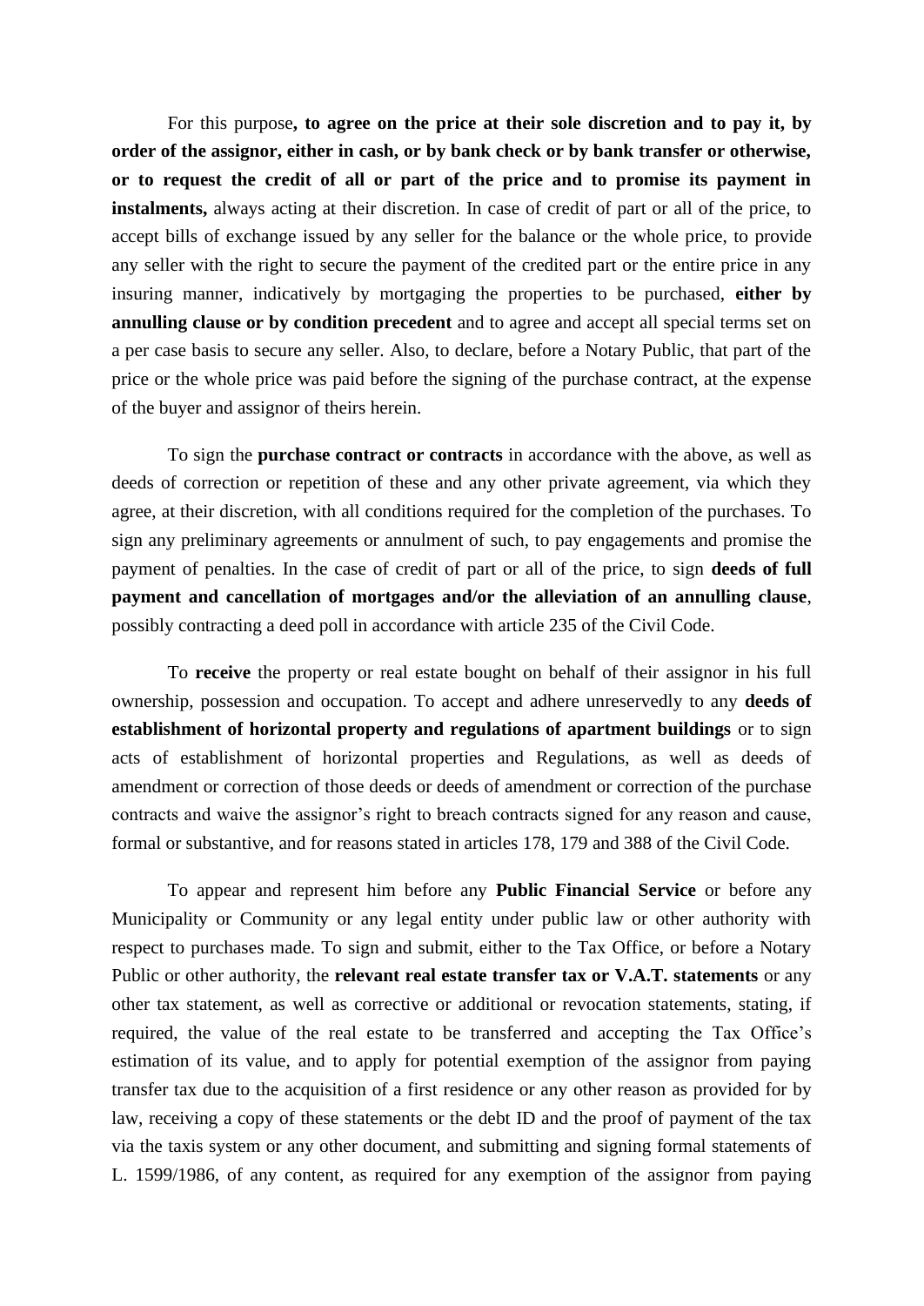For this purpose**, to agree on the price at their sole discretion and to pay it, by order of the assignor, either in cash, or by bank check or by bank transfer or otherwise, or to request the credit of all or part of the price and to promise its payment in instalments,** always acting at their discretion. In case of credit of part or all of the price, to accept bills of exchange issued by any seller for the balance or the whole price, to provide any seller with the right to secure the payment of the credited part or the entire price in any insuring manner, indicatively by mortgaging the properties to be purchased, **either by annulling clause or by condition precedent** and to agree and accept all special terms set on a per case basis to secure any seller. Also, to declare, before a Notary Public, that part of the price or the whole price was paid before the signing of the purchase contract, at the expense of the buyer and assignor of theirs herein.

To sign the **purchase contract or contracts** in accordance with the above, as well as deeds of correction or repetition of these and any other private agreement, via which they agree, at their discretion, with all conditions required for the completion of the purchases. To sign any preliminary agreements or annulment of such, to pay engagements and promise the payment of penalties. In the case of credit of part or all of the price, to sign **deeds of full payment and cancellation of mortgages and/or the alleviation of an annulling clause**, possibly contracting a deed poll in accordance with article 235 of the Civil Code.

To **receive** the property or real estate bought on behalf of their assignor in his full ownership, possession and occupation. To accept and adhere unreservedly to any **deeds of establishment of horizontal property and regulations of apartment buildings** or to sign acts of establishment of horizontal properties and Regulations, as well as deeds of amendment or correction of those deeds or deeds of amendment or correction of the purchase contracts and waive the assignor's right to breach contracts signed for any reason and cause, formal or substantive, and for reasons stated in articles 178, 179 and 388 of the Civil Code.

To appear and represent him before any **Public Financial Service** or before any Municipality or Community or any legal entity under public law or other authority with respect to purchases made. To sign and submit, either to the Tax Office, or before a Notary Public or other authority, the **relevant real estate transfer tax or V.A.T. statements** or any other tax statement, as well as corrective or additional or revocation statements, stating, if required, the value of the real estate to be transferred and accepting the Tax Office's estimation of its value, and to apply for potential exemption of the assignor from paying transfer tax due to the acquisition of a first residence or any other reason as provided for by law, receiving a copy of these statements or the debt ID and the proof of payment of the tax via the taxis system or any other document, and submitting and signing formal statements of L. 1599/1986, of any content, as required for any exemption of the assignor from paying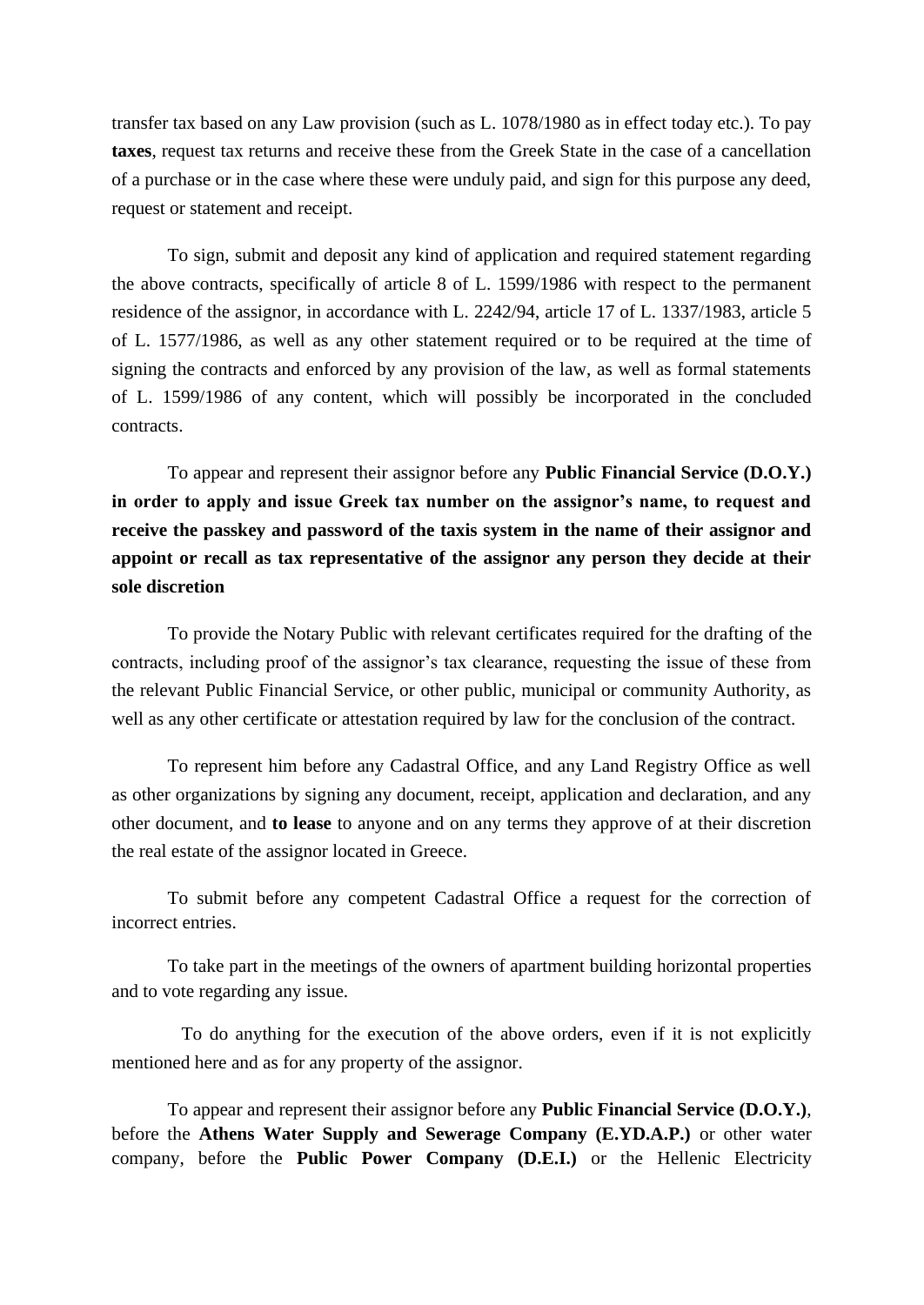transfer tax based on any Law provision (such as L. 1078/1980 as in effect today etc.). To pay **taxes**, request tax returns and receive these from the Greek State in the case of a cancellation of a purchase or in the case where these were unduly paid, and sign for this purpose any deed, request or statement and receipt.

To sign, submit and deposit any kind of application and required statement regarding the above contracts, specifically of article 8 of L. 1599/1986 with respect to the permanent residence of the assignor, in accordance with L. 2242/94, article 17 of L. 1337/1983, article 5 of L. 1577/1986, as well as any other statement required or to be required at the time of signing the contracts and enforced by any provision of the law, as well as formal statements of L. 1599/1986 of any content, which will possibly be incorporated in the concluded contracts.

To appear and represent their assignor before any **Public Financial Service (D.O.Y.) in order to apply and issue Greek tax number on the assignor's name, to request and receive the passkey and password of the taxis system in the name of their assignor and appoint or recall as tax representative of the assignor any person they decide at their sole discretion**

To provide the Notary Public with relevant certificates required for the drafting of the contracts, including proof of the assignor's tax clearance, requesting the issue of these from the relevant Public Financial Service, or other public, municipal or community Authority, as well as any other certificate or attestation required by law for the conclusion of the contract.

To represent him before any Cadastral Office, and any Land Registry Office as well as other organizations by signing any document, receipt, application and declaration, and any other document, and **to lease** to anyone and on any terms they approve of at their discretion the real estate of the assignor located in Greece.

To submit before any competent Cadastral Office a request for the correction of incorrect entries.

To take part in the meetings of the owners of apartment building horizontal properties and to vote regarding any issue.

To do anything for the execution of the above orders, even if it is not explicitly mentioned here and as for any property of the assignor.

To appear and represent their assignor before any **Public Financial Service (D.O.Y.)**, before the **Athens Water Supply and Sewerage Company (E.YD.A.P.)** or other water company, before the **Public Power Company (D.E.I.)** or the Hellenic Electricity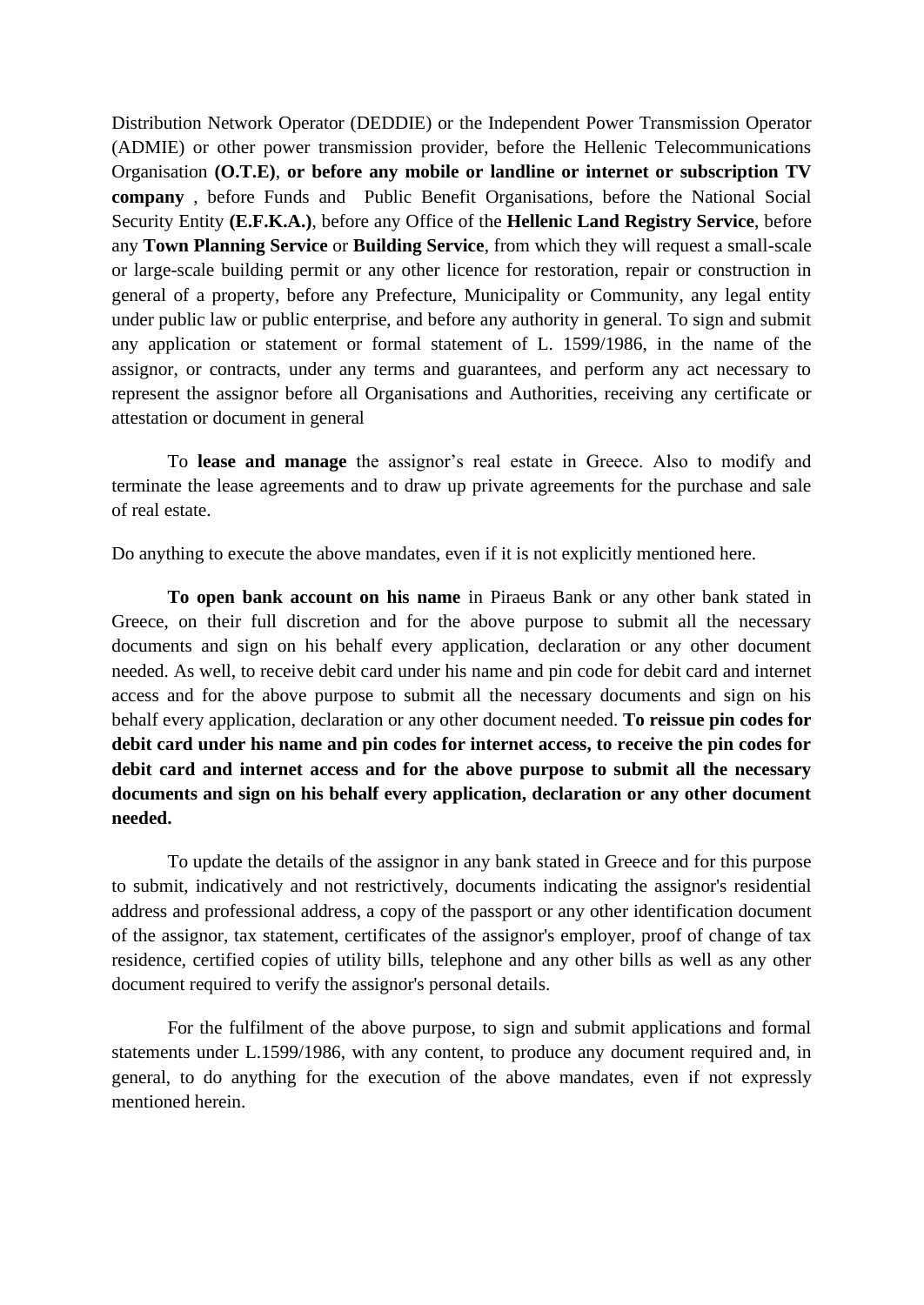Distribution Network Operator (DEDDIE) or the Independent Power Transmission Operator (ADMIE) or other power transmission provider, before the Hellenic Telecommunications Organisation **(O.T.E)**, **or before any mobile or landline or internet or subscription TV company** , before Funds and Public Benefit Organisations, before the National Social Security Entity **(E.F.K.A.)**, before any Office of the **Hellenic Land Registry Service**, before any **Town Planning Service** or **Building Service**, from which they will request a small-scale or large-scale building permit or any other licence for restoration, repair or construction in general of a property, before any Prefecture, Municipality or Community, any legal entity under public law or public enterprise, and before any authority in general. To sign and submit any application or statement or formal statement of L. 1599/1986, in the name of the assignor, or contracts, under any terms and guarantees, and perform any act necessary to represent the assignor before all Organisations and Authorities, receiving any certificate or attestation or document in general

To **lease and manage** the assignor's real estate in Greece. Also to modify and terminate the lease agreements and to draw up private agreements for the purchase and sale of real estate.

Do anything to execute the above mandates, even if it is not explicitly mentioned here.

**To open bank account on his name** in Piraeus Bank or any other bank stated in Greece, on their full discretion and for the above purpose to submit all the necessary documents and sign on his behalf every application, declaration or any other document needed. As well, to receive debit card under his name and pin code for debit card and internet access and for the above purpose to submit all the necessary documents and sign on his behalf every application, declaration or any other document needed. **To reissue pin codes for debit card under his name and pin codes for internet access, to receive the pin codes for debit card and internet access and for the above purpose to submit all the necessary documents and sign on his behalf every application, declaration or any other document needed.**

To update the details of the assignor in any bank stated in Greece and for this purpose to submit, indicatively and not restrictively, documents indicating the assignor's residential address and professional address, a copy of the passport or any other identification document of the assignor, tax statement, certificates of the assignor's employer, proof of change of tax residence, certified copies of utility bills, telephone and any other bills as well as any other document required to verify the assignor's personal details.

For the fulfilment of the above purpose, to sign and submit applications and formal statements under L.1599/1986, with any content, to produce any document required and, in general, to do anything for the execution of the above mandates, even if not expressly mentioned herein.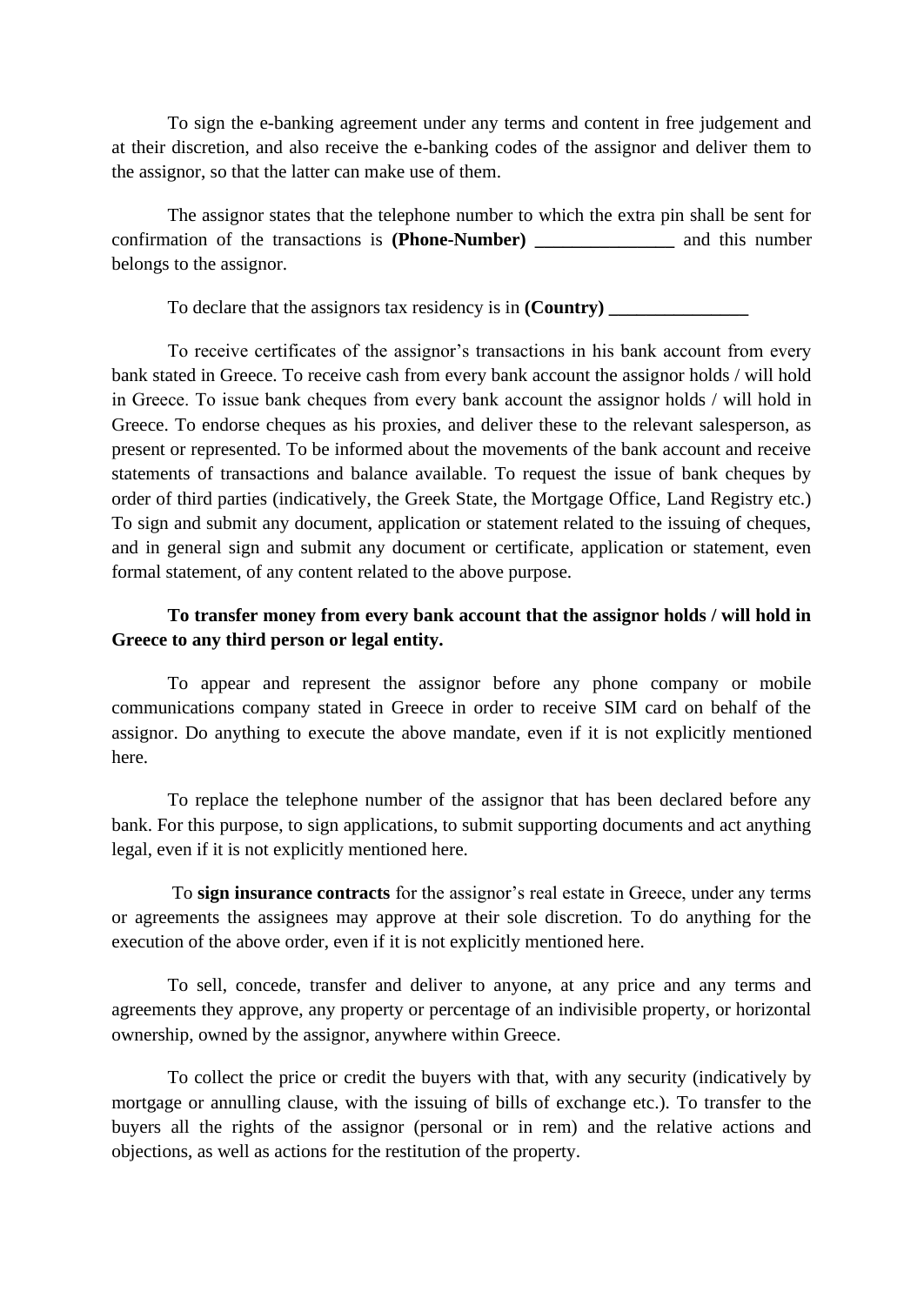To sign the e-banking agreement under any terms and content in free judgement and at their discretion, and also receive the e-banking codes of the assignor and deliver them to the assignor, so that the latter can make use of them.

The assignor states that the telephone number to which the extra pin shall be sent for confirmation of the transactions is **(Phone-Number) _______________** and this number belongs to the assignor.

To declare that the assignors tax residency is in **(Country) _______________**

To receive certificates of the assignor's transactions in his bank account from every bank stated in Greece. To receive cash from every bank account the assignor holds / will hold in Greece. To issue bank cheques from every bank account the assignor holds / will hold in Greece. To endorse cheques as his proxies, and deliver these to the relevant salesperson, as present or represented. To be informed about the movements of the bank account and receive statements of transactions and balance available. To request the issue of bank cheques by order of third parties (indicatively, the Greek State, the Mortgage Office, Land Registry etc.) To sign and submit any document, application or statement related to the issuing of cheques, and in general sign and submit any document or certificate, application or statement, even formal statement, of any content related to the above purpose.

**To transfer money from every bank account that the assignor holds / will hold in Greece to any third person or legal entity.**

To appear and represent the assignor before any phone company or mobile communications company stated in Greece in order to receive SIM card on behalf of the assignor. Do anything to execute the above mandate, even if it is not explicitly mentioned here.

To replace the telephone number of the assignor that has been declared before any bank. For this purpose, to sign applications, to submit supporting documents and act anything legal, even if it is not explicitly mentioned here.

To **sign insurance contracts** for the assignor's real estate in Greece, under any terms or agreements the assignees may approve at their sole discretion. To do anything for the execution of the above order, even if it is not explicitly mentioned here.

To sell, concede, transfer and deliver to anyone, at any price and any terms and agreements they approve, any property or percentage of an indivisible property, or horizontal ownership, owned by the assignor, anywhere within Greece.

To collect the price or credit the buyers with that, with any security (indicatively by mortgage or annulling clause, with the issuing of bills of exchange etc.). To transfer to the buyers all the rights of the assignor (personal or in rem) and the relative actions and objections, as well as actions for the restitution of the property.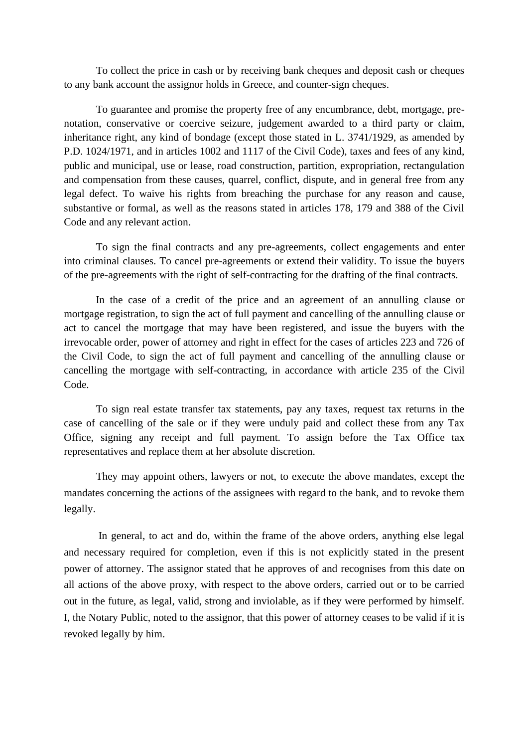To collect the price in cash or by receiving bank cheques and deposit cash or cheques to any bank account the assignor holds in Greece, and counter-sign cheques.

To guarantee and promise the property free of any encumbrance, debt, mortgage, pre-notation, conservative or coercive seizure, judgement awarded to a third party or claim, inheritance right, any kind of bondage (except those stated in L. 3741/1929, as amended by P.D. 1024/1971, and in articles 1002 and 1117 of the Civil Code), taxes and fees of any kind, public and municipal, use or lease, road construction, partition, expropriation, rectangulation and compensation from these causes, quarrel, conflict, dispute, and in general free from any legal defect. To waive his rights from breaching the purchase for any reason and cause, substantive or formal, as well as the reasons stated in articles 178, 179 and 388 of the Civil Code and any relevant action.

To sign the final contracts and any pre-agreements, collect engagements and enter into criminal clauses. To cancel pre-agreements or extend their validity. To issue the buyers of the pre-agreements with the right of self-contracting for the drafting of the final contracts.

In the case of a credit of the price and an agreement of an annulling clause or mortgage registration, to sign the act of full payment and cancelling of the annulling clause or act to cancel the mortgage that may have been registered, and issue the buyers with the irrevocable order, power of attorney and right in effect for the cases of articles 223 and 726 of the Civil Code, to sign the act of full payment and cancelling of the annulling clause or cancelling the mortgage with self-contracting, in accordance with article 235 of the Civil Code.

To sign real estate transfer tax statements, pay any taxes, request tax returns in the case of cancelling of the sale or if they were unduly paid and collect these from any Tax Office, signing any receipt and full payment. To assign before the Tax Office tax representatives and replace them at her absolute discretion.

They may appoint others, lawyers or not, to execute the above mandates, except the mandates concerning the actions of the assignees with regard to the bank, and to revoke them legally.

In general, to act and do, within the frame of the above orders, anything else legal and necessary required for completion, even if this is not explicitly stated in the present power of attorney. The assignor stated that he approves of and recognises from this date on all actions of the above proxy, with respect to the above orders, carried out or to be carried out in the future, as legal, valid, strong and inviolable, as if they were performed by himself. I, the Notary Public, noted to the assignor, that this power of attorney ceases to be valid if it is revoked legally by him.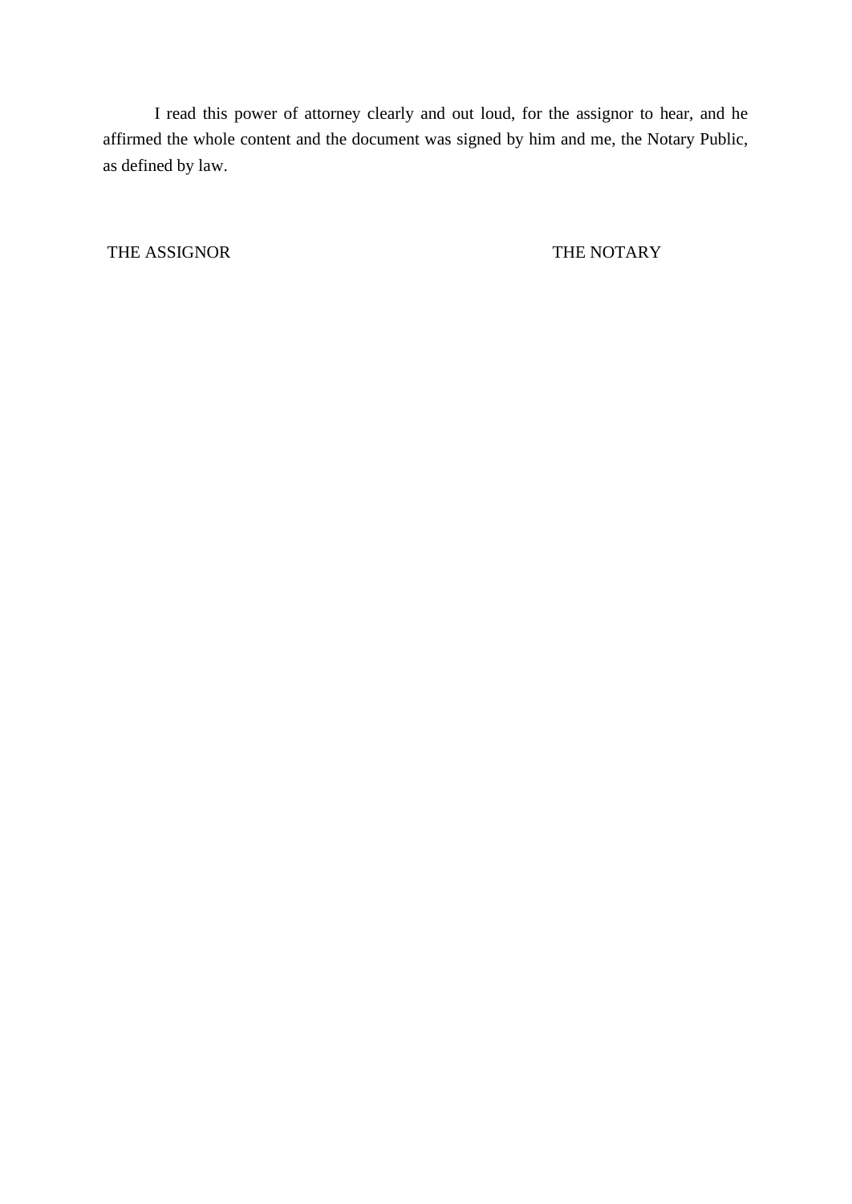I read this power of attorney clearly and out loud, for the assignor to hear, and he affirmed the whole content and the document was signed by him and me, the Notary Public, as defined by law.

THE ASSIGNOR THE NOTARY